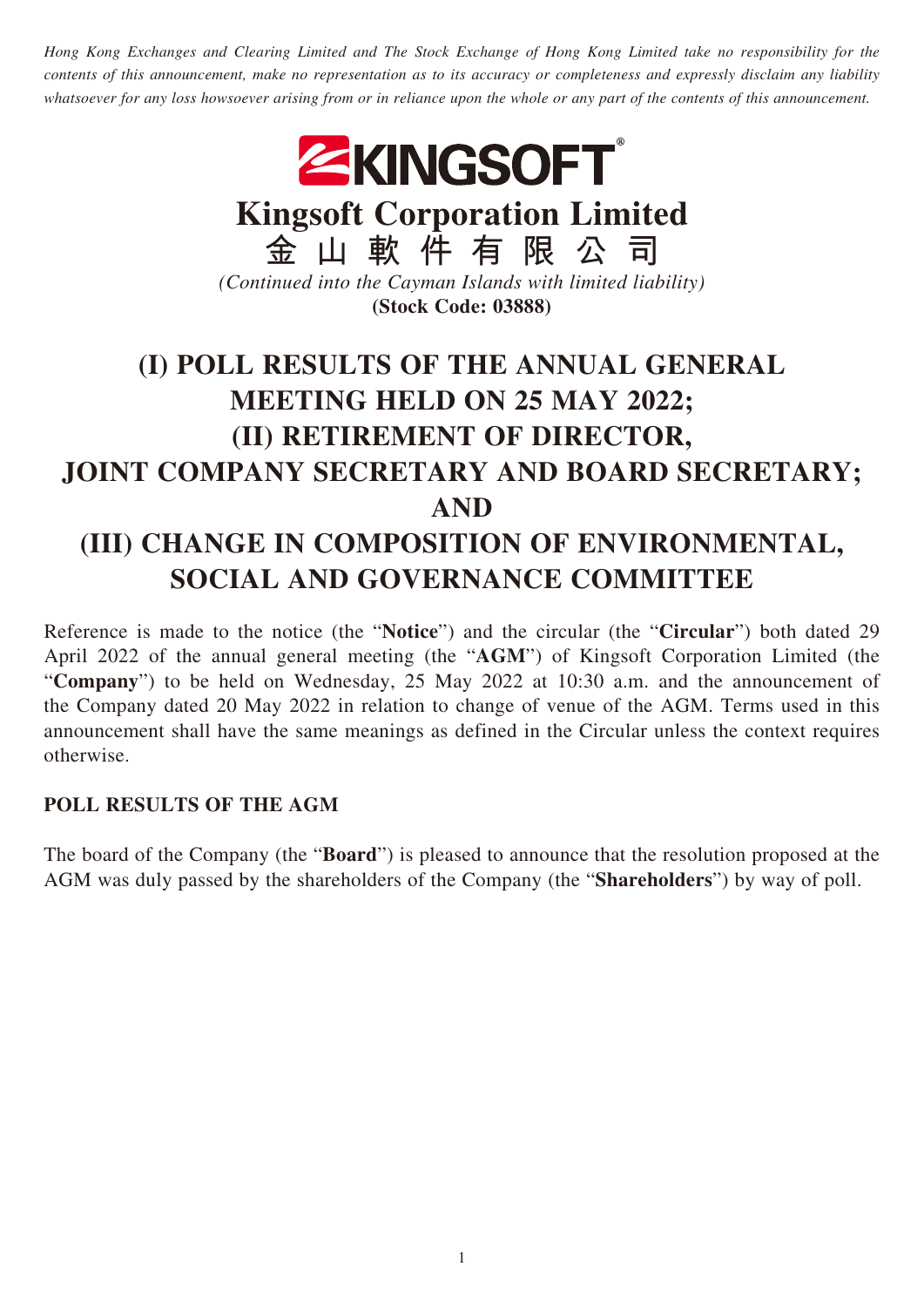*Hong Kong Exchanges and Clearing Limited and The Stock Exchange of Hong Kong Limited take no responsibility for the contents of this announcement, make no representation as to its accuracy or completeness and expressly disclaim any liability whatsoever for any loss howsoever arising from or in reliance upon the whole or any part of the contents of this announcement.*

# Kingsoft Corporation Limited
# 金山軟件有限公司

*(Continued into the Cayman Islands with limited liability)*
**(Stock Code: 03888)**

# (I) POLL RESULTS OF THE ANNUAL GENERAL MEETING HELD ON 25 MAY 2022; (II) RETIREMENT OF DIRECTOR, JOINT COMPANY SECRETARY AND BOARD SECRETARY; AND (III) CHANGE IN COMPOSITION OF ENVIRONMENTAL, SOCIAL AND GOVERNANCE COMMITTEE

Reference is made to the notice (the "**Notice**") and the circular (the "**Circular**") both dated 29 April 2022 of the annual general meeting (the "**AGM**") of Kingsoft Corporation Limited (the "**Company**") to be held on Wednesday, 25 May 2022 at 10:30 a.m. and the announcement of the Company dated 20 May 2022 in relation to change of venue of the AGM. Terms used in this announcement shall have the same meanings as defined in the Circular unless the context requires otherwise.

## POLL RESULTS OF THE AGM

The board of the Company (the "**Board**") is pleased to announce that the resolution proposed at the AGM was duly passed by the shareholders of the Company (the "**Shareholders**") by way of poll.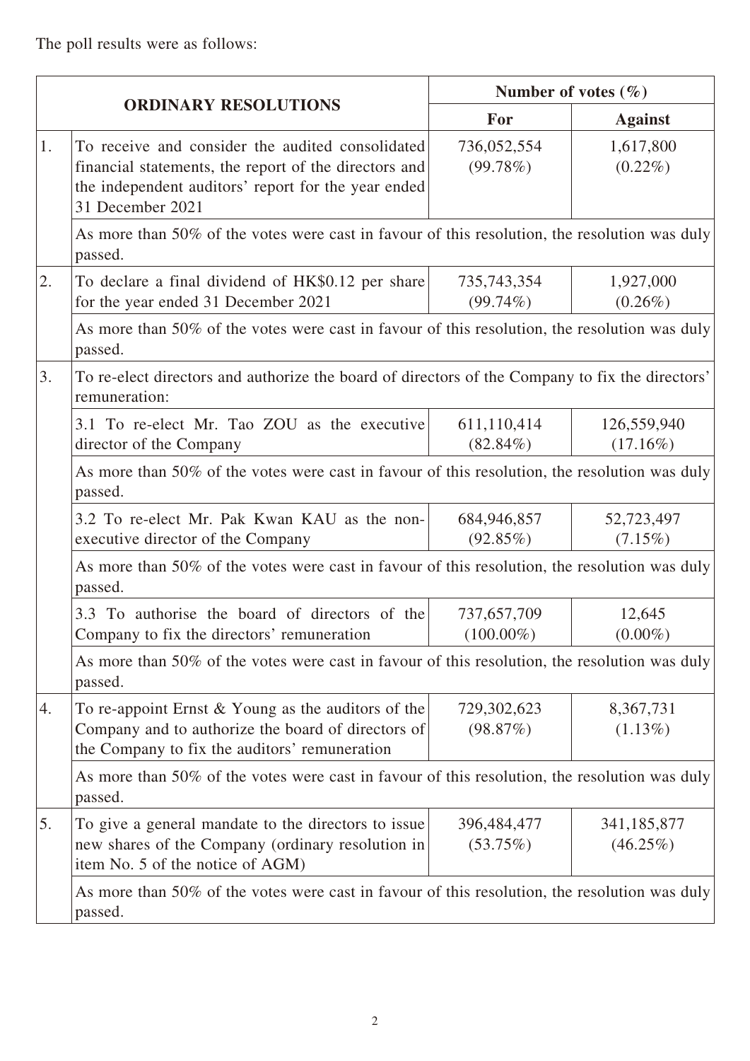The poll results were as follows:

| | ORDINARY RESOLUTIONS | Number of votes (%) | |
|---|---|---|---|
| | | For | Against |
| 1. | To receive and consider the audited consolidated financial statements, the report of the directors and the independent auditors' report for the year ended 31 December 2021 | 736,052,554 (99.78%) | 1,617,800 (0.22%) |
| | As more than 50% of the votes were cast in favour of this resolution, the resolution was duly passed. | | |
| 2. | To declare a final dividend of HK$0.12 per share for the year ended 31 December 2021 | 735,743,354 (99.74%) | 1,927,000 (0.26%) |
| | As more than 50% of the votes were cast in favour of this resolution, the resolution was duly passed. | | |
| 3. | To re-elect directors and authorize the board of directors of the Company to fix the directors' remuneration: | | |
| | 3.1 To re-elect Mr. Tao ZOU as the executive director of the Company | 611,110,414 (82.84%) | 126,559,940 (17.16%) |
| | As more than 50% of the votes were cast in favour of this resolution, the resolution was duly passed. | | |
| | 3.2 To re-elect Mr. Pak Kwan KAU as the non-executive director of the Company | 684,946,857 (92.85%) | 52,723,497 (7.15%) |
| | As more than 50% of the votes were cast in favour of this resolution, the resolution was duly passed. | | |
| | 3.3 To authorise the board of directors of the Company to fix the directors' remuneration | 737,657,709 (100.00%) | 12,645 (0.00%) |
| | As more than 50% of the votes were cast in favour of this resolution, the resolution was duly passed. | | |
| 4. | To re-appoint Ernst & Young as the auditors of the Company and to authorize the board of directors of the Company to fix the auditors' remuneration | 729,302,623 (98.87%) | 8,367,731 (1.13%) |
| | As more than 50% of the votes were cast in favour of this resolution, the resolution was duly passed. | | |
| 5. | To give a general mandate to the directors to issue new shares of the Company (ordinary resolution in item No. 5 of the notice of AGM) | 396,484,477 (53.75%) | 341,185,877 (46.25%) |
| | As more than 50% of the votes were cast in favour of this resolution, the resolution was duly passed. | | |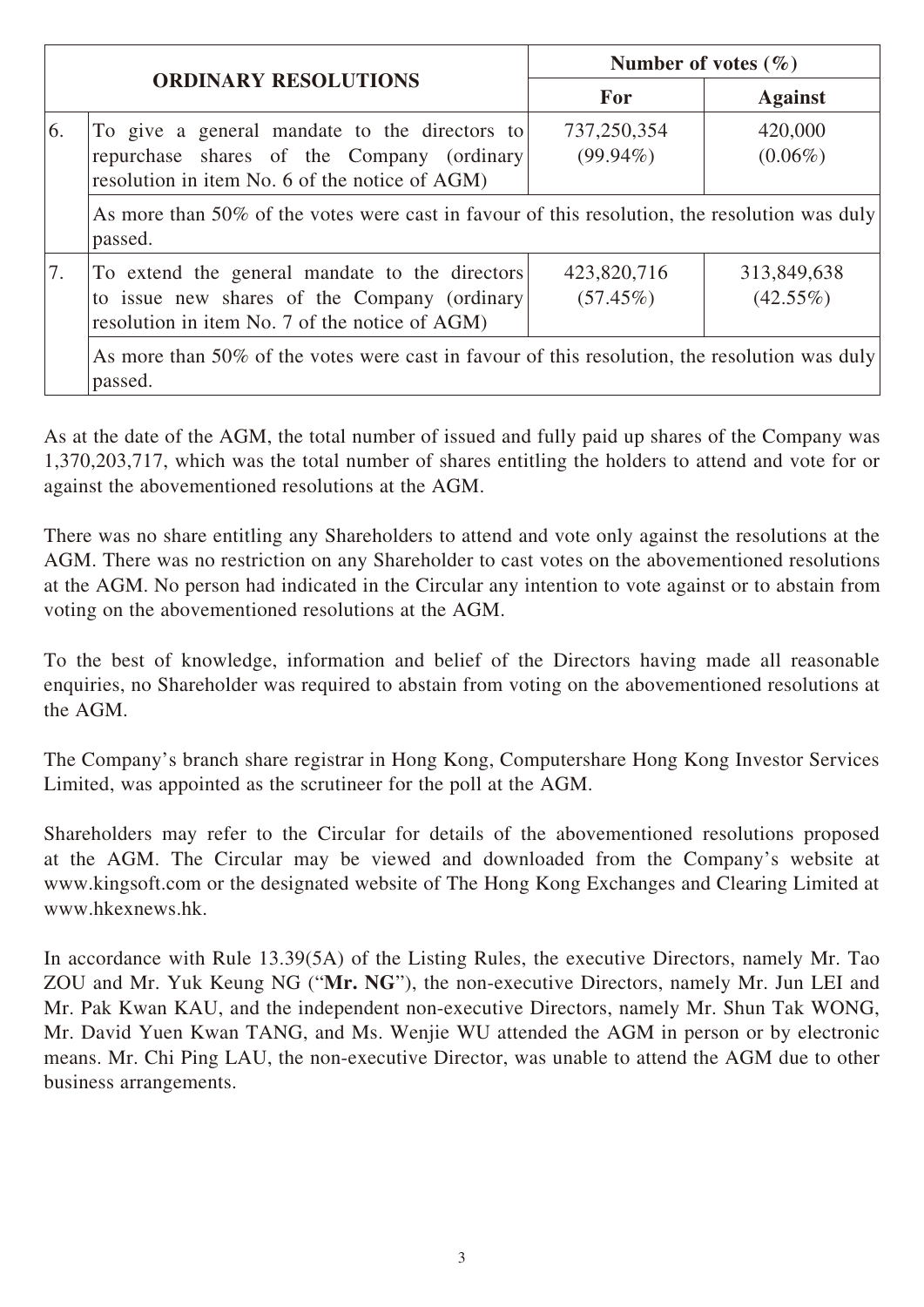| | ORDINARY RESOLUTIONS | Number of votes (%) | |
|---|---|---|---|
| | | For | Against |
| 6. | To give a general mandate to the directors to repurchase shares of the Company (ordinary resolution in item No. 6 of the notice of AGM) | 737,250,354 (99.94%) | 420,000 (0.06%) |
| | As more than 50% of the votes were cast in favour of this resolution, the resolution was duly passed. | | |
| 7. | To extend the general mandate to the directors to issue new shares of the Company (ordinary resolution in item No. 7 of the notice of AGM) | 423,820,716 (57.45%) | 313,849,638 (42.55%) |
| | As more than 50% of the votes were cast in favour of this resolution, the resolution was duly passed. | | |

As at the date of the AGM, the total number of issued and fully paid up shares of the Company was 1,370,203,717, which was the total number of shares entitling the holders to attend and vote for or against the abovementioned resolutions at the AGM.

There was no share entitling any Shareholders to attend and vote only against the resolutions at the AGM. There was no restriction on any Shareholder to cast votes on the abovementioned resolutions at the AGM. No person had indicated in the Circular any intention to vote against or to abstain from voting on the abovementioned resolutions at the AGM.

To the best of knowledge, information and belief of the Directors having made all reasonable enquiries, no Shareholder was required to abstain from voting on the abovementioned resolutions at the AGM.

The Company's branch share registrar in Hong Kong, Computershare Hong Kong Investor Services Limited, was appointed as the scrutineer for the poll at the AGM.

Shareholders may refer to the Circular for details of the abovementioned resolutions proposed at the AGM. The Circular may be viewed and downloaded from the Company's website at www.kingsoft.com or the designated website of The Hong Kong Exchanges and Clearing Limited at www.hkexnews.hk.

In accordance with Rule 13.39(5A) of the Listing Rules, the executive Directors, namely Mr. Tao ZOU and Mr. Yuk Keung NG ("**Mr. NG**"), the non-executive Directors, namely Mr. Jun LEI and Mr. Pak Kwan KAU, and the independent non-executive Directors, namely Mr. Shun Tak WONG, Mr. David Yuen Kwan TANG, and Ms. Wenjie WU attended the AGM in person or by electronic means. Mr. Chi Ping LAU, the non-executive Director, was unable to attend the AGM due to other business arrangements.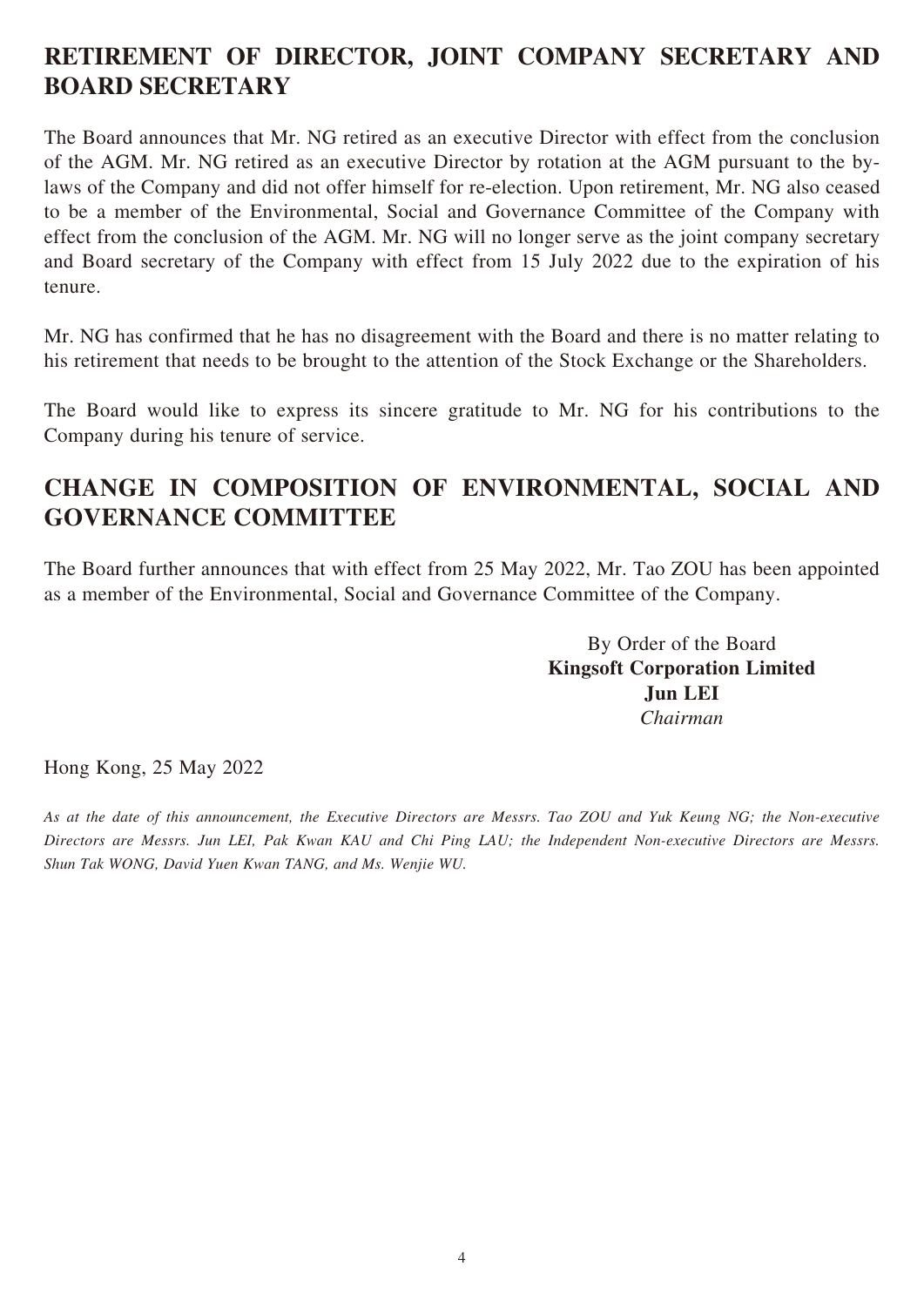## RETIREMENT OF DIRECTOR, JOINT COMPANY SECRETARY AND BOARD SECRETARY

The Board announces that Mr. NG retired as an executive Director with effect from the conclusion of the AGM. Mr. NG retired as an executive Director by rotation at the AGM pursuant to the by-laws of the Company and did not offer himself for re-election. Upon retirement, Mr. NG also ceased to be a member of the Environmental, Social and Governance Committee of the Company with effect from the conclusion of the AGM. Mr. NG will no longer serve as the joint company secretary and Board secretary of the Company with effect from 15 July 2022 due to the expiration of his tenure.

Mr. NG has confirmed that he has no disagreement with the Board and there is no matter relating to his retirement that needs to be brought to the attention of the Stock Exchange or the Shareholders.

The Board would like to express its sincere gratitude to Mr. NG for his contributions to the Company during his tenure of service.

## CHANGE IN COMPOSITION OF ENVIRONMENTAL, SOCIAL AND GOVERNANCE COMMITTEE

The Board further announces that with effect from 25 May 2022, Mr. Tao ZOU has been appointed as a member of the Environmental, Social and Governance Committee of the Company.

By Order of the Board
**Kingsoft Corporation Limited**
**Jun LEI**
*Chairman*

Hong Kong, 25 May 2022

*As at the date of this announcement, the Executive Directors are Messrs. Tao ZOU and Yuk Keung NG; the Non-executive Directors are Messrs. Jun LEI, Pak Kwan KAU and Chi Ping LAU; the Independent Non-executive Directors are Messrs. Shun Tak WONG, David Yuen Kwan TANG, and Ms. Wenjie WU.*